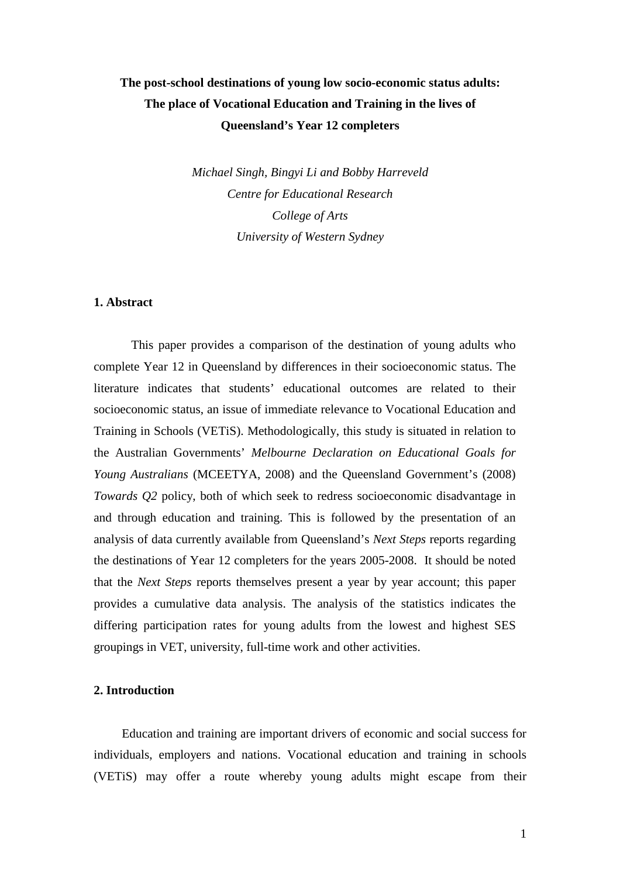# The post-school destinations of young low socio-economic status adults: The place of Vocational Education and Training in the lives of Queensland's Year 12 completers

*Michael Singh, Bingyi Li and Bobby Harreveld*
*Centre for Educational Research*
*College of Arts*
*University of Western Sydney*

## 1. Abstract

This paper provides a comparison of the destination of young adults who complete Year 12 in Queensland by differences in their socioeconomic status. The literature indicates that students' educational outcomes are related to their socioeconomic status, an issue of immediate relevance to Vocational Education and Training in Schools (VETiS). Methodologically, this study is situated in relation to the Australian Governments' *Melbourne Declaration on Educational Goals for Young Australians* (MCEETYA, 2008) and the Queensland Government's (2008) *Towards Q2* policy, both of which seek to redress socioeconomic disadvantage in and through education and training. This is followed by the presentation of an analysis of data currently available from Queensland's *Next Steps* reports regarding the destinations of Year 12 completers for the years 2005-2008. It should be noted that the *Next Steps* reports themselves present a year by year account; this paper provides a cumulative data analysis. The analysis of the statistics indicates the differing participation rates for young adults from the lowest and highest SES groupings in VET, university, full-time work and other activities.

## 2. Introduction

Education and training are important drivers of economic and social success for individuals, employers and nations. Vocational education and training in schools (VETiS) may offer a route whereby young adults might escape from their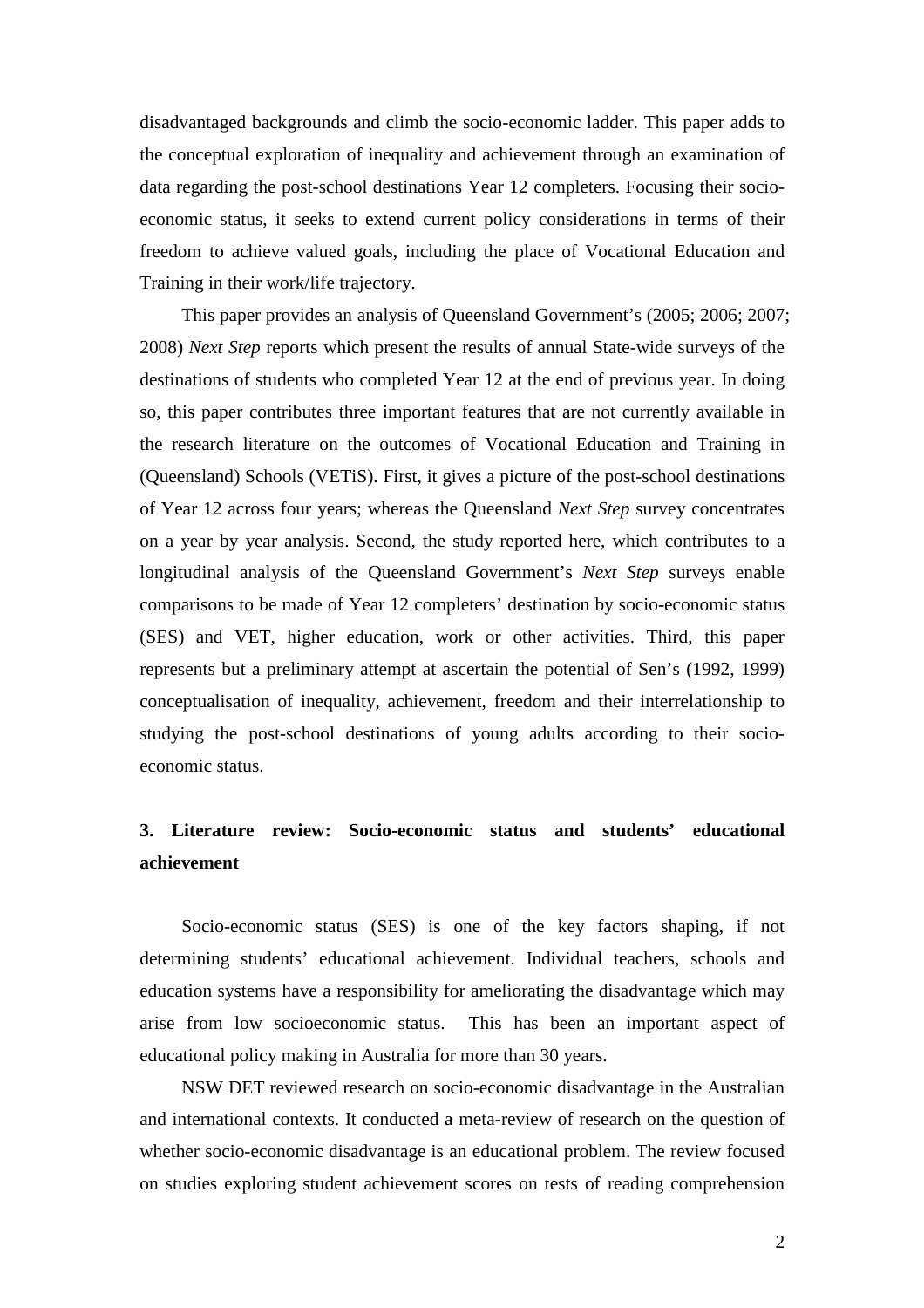disadvantaged backgrounds and climb the socio-economic ladder. This paper adds to the conceptual exploration of inequality and achievement through an examination of data regarding the post-school destinations Year 12 completers. Focusing their socio-economic status, it seeks to extend current policy considerations in terms of their freedom to achieve valued goals, including the place of Vocational Education and Training in their work/life trajectory.

This paper provides an analysis of Queensland Government's (2005; 2006; 2007; 2008) *Next Step* reports which present the results of annual State-wide surveys of the destinations of students who completed Year 12 at the end of previous year. In doing so, this paper contributes three important features that are not currently available in the research literature on the outcomes of Vocational Education and Training in (Queensland) Schools (VETiS). First, it gives a picture of the post-school destinations of Year 12 across four years; whereas the Queensland *Next Step* survey concentrates on a year by year analysis. Second, the study reported here, which contributes to a longitudinal analysis of the Queensland Government's *Next Step* surveys enable comparisons to be made of Year 12 completers' destination by socio-economic status (SES) and VET, higher education, work or other activities. Third, this paper represents but a preliminary attempt at ascertain the potential of Sen's (1992, 1999) conceptualisation of inequality, achievement, freedom and their interrelationship to studying the post-school destinations of young adults according to their socio-economic status.

## 3. Literature review: Socio-economic status and students' educational achievement

Socio-economic status (SES) is one of the key factors shaping, if not determining students' educational achievement. Individual teachers, schools and education systems have a responsibility for ameliorating the disadvantage which may arise from low socioeconomic status. This has been an important aspect of educational policy making in Australia for more than 30 years.

NSW DET reviewed research on socio-economic disadvantage in the Australian and international contexts. It conducted a meta-review of research on the question of whether socio-economic disadvantage is an educational problem. The review focused on studies exploring student achievement scores on tests of reading comprehension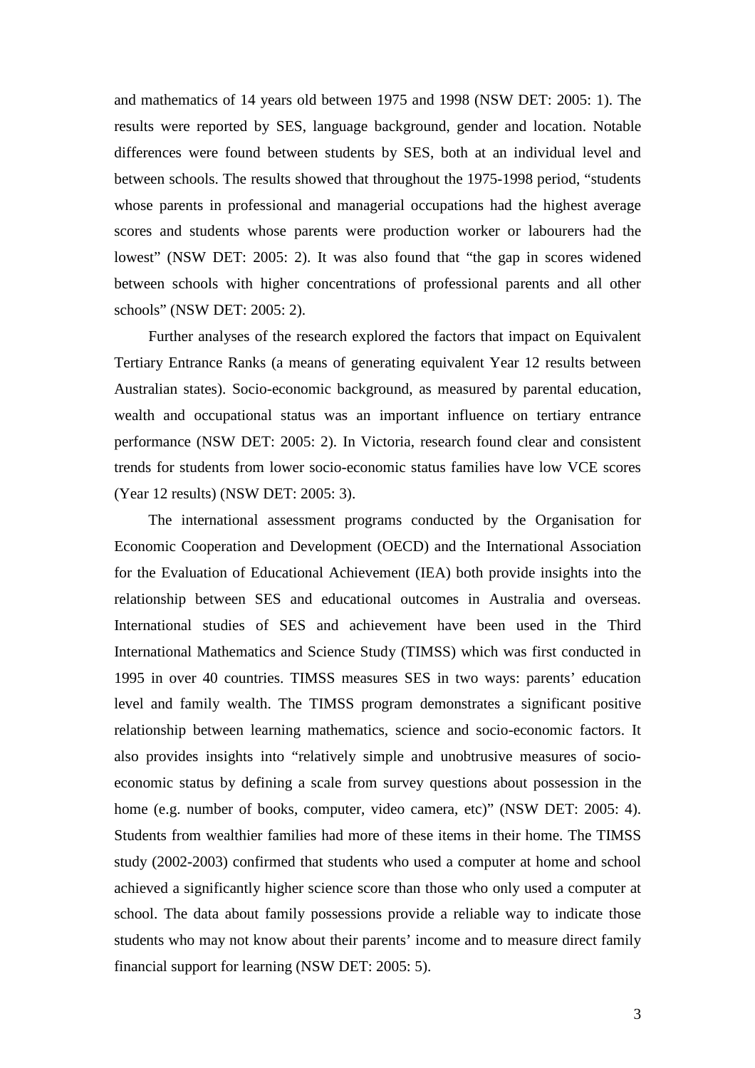and mathematics of 14 years old between 1975 and 1998 (NSW DET: 2005: 1). The results were reported by SES, language background, gender and location. Notable differences were found between students by SES, both at an individual level and between schools. The results showed that throughout the 1975-1998 period, "students whose parents in professional and managerial occupations had the highest average scores and students whose parents were production worker or labourers had the lowest" (NSW DET: 2005: 2). It was also found that "the gap in scores widened between schools with higher concentrations of professional parents and all other schools" (NSW DET: 2005: 2).

Further analyses of the research explored the factors that impact on Equivalent Tertiary Entrance Ranks (a means of generating equivalent Year 12 results between Australian states). Socio-economic background, as measured by parental education, wealth and occupational status was an important influence on tertiary entrance performance (NSW DET: 2005: 2). In Victoria, research found clear and consistent trends for students from lower socio-economic status families have low VCE scores (Year 12 results) (NSW DET: 2005: 3).

The international assessment programs conducted by the Organisation for Economic Cooperation and Development (OECD) and the International Association for the Evaluation of Educational Achievement (IEA) both provide insights into the relationship between SES and educational outcomes in Australia and overseas. International studies of SES and achievement have been used in the Third International Mathematics and Science Study (TIMSS) which was first conducted in 1995 in over 40 countries. TIMSS measures SES in two ways: parents' education level and family wealth. The TIMSS program demonstrates a significant positive relationship between learning mathematics, science and socio-economic factors. It also provides insights into "relatively simple and unobtrusive measures of socio-economic status by defining a scale from survey questions about possession in the home (e.g. number of books, computer, video camera, etc)" (NSW DET: 2005: 4). Students from wealthier families had more of these items in their home. The TIMSS study (2002-2003) confirmed that students who used a computer at home and school achieved a significantly higher science score than those who only used a computer at school. The data about family possessions provide a reliable way to indicate those students who may not know about their parents' income and to measure direct family financial support for learning (NSW DET: 2005: 5).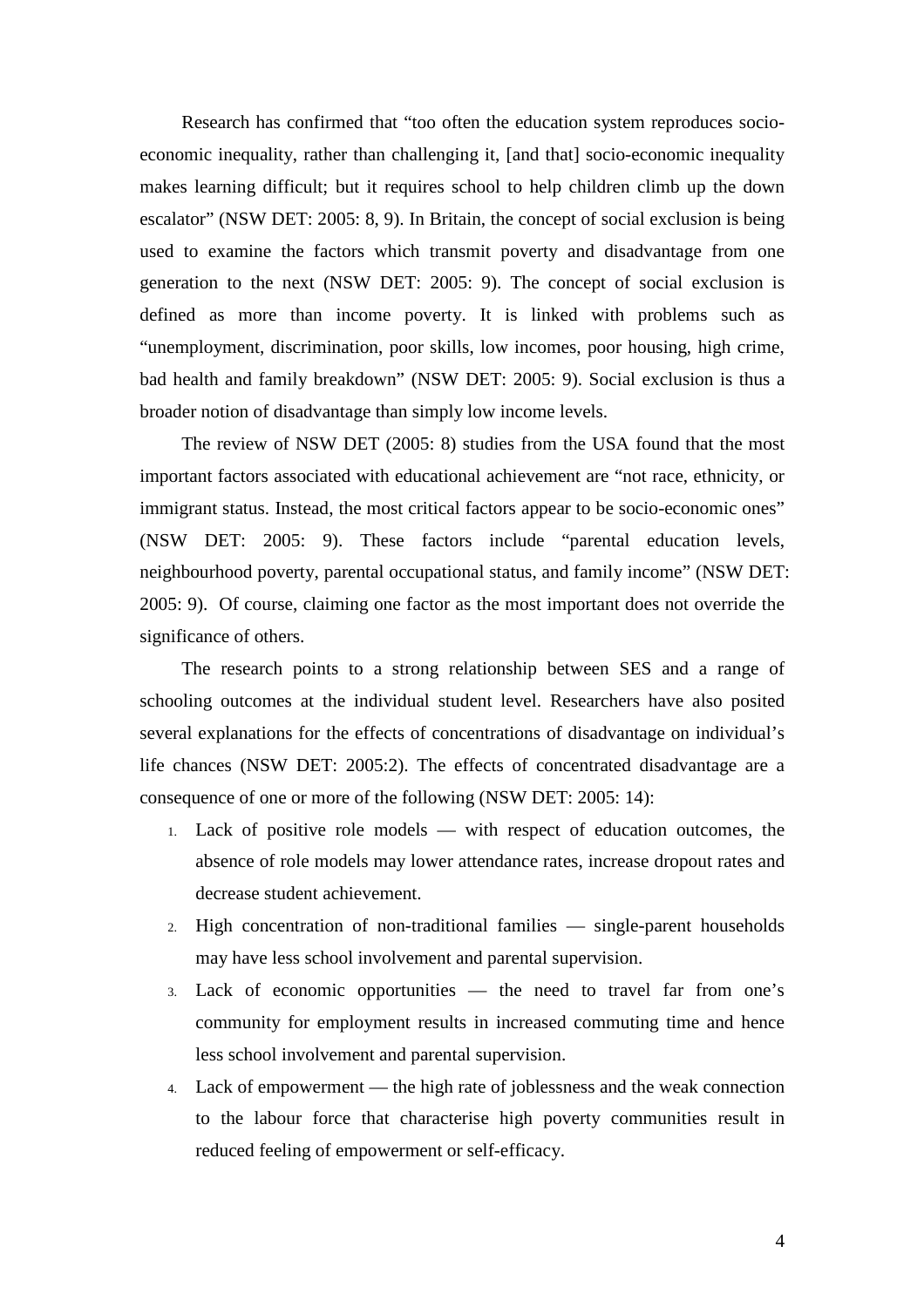Research has confirmed that "too often the education system reproduces socio-economic inequality, rather than challenging it, [and that] socio-economic inequality makes learning difficult; but it requires school to help children climb up the down escalator" (NSW DET: 2005: 8, 9). In Britain, the concept of social exclusion is being used to examine the factors which transmit poverty and disadvantage from one generation to the next (NSW DET: 2005: 9). The concept of social exclusion is defined as more than income poverty. It is linked with problems such as "unemployment, discrimination, poor skills, low incomes, poor housing, high crime, bad health and family breakdown" (NSW DET: 2005: 9). Social exclusion is thus a broader notion of disadvantage than simply low income levels.

The review of NSW DET (2005: 8) studies from the USA found that the most important factors associated with educational achievement are "not race, ethnicity, or immigrant status. Instead, the most critical factors appear to be socio-economic ones" (NSW DET: 2005: 9). These factors include "parental education levels, neighbourhood poverty, parental occupational status, and family income" (NSW DET: 2005: 9). Of course, claiming one factor as the most important does not override the significance of others.

The research points to a strong relationship between SES and a range of schooling outcomes at the individual student level. Researchers have also posited several explanations for the effects of concentrations of disadvantage on individual's life chances (NSW DET: 2005:2). The effects of concentrated disadvantage are a consequence of one or more of the following (NSW DET: 2005: 14):

1. Lack of positive role models — with respect of education outcomes, the absence of role models may lower attendance rates, increase dropout rates and decrease student achievement.
2. High concentration of non-traditional families — single-parent households may have less school involvement and parental supervision.
3. Lack of economic opportunities — the need to travel far from one's community for employment results in increased commuting time and hence less school involvement and parental supervision.
4. Lack of empowerment — the high rate of joblessness and the weak connection to the labour force that characterise high poverty communities result in reduced feeling of empowerment or self-efficacy.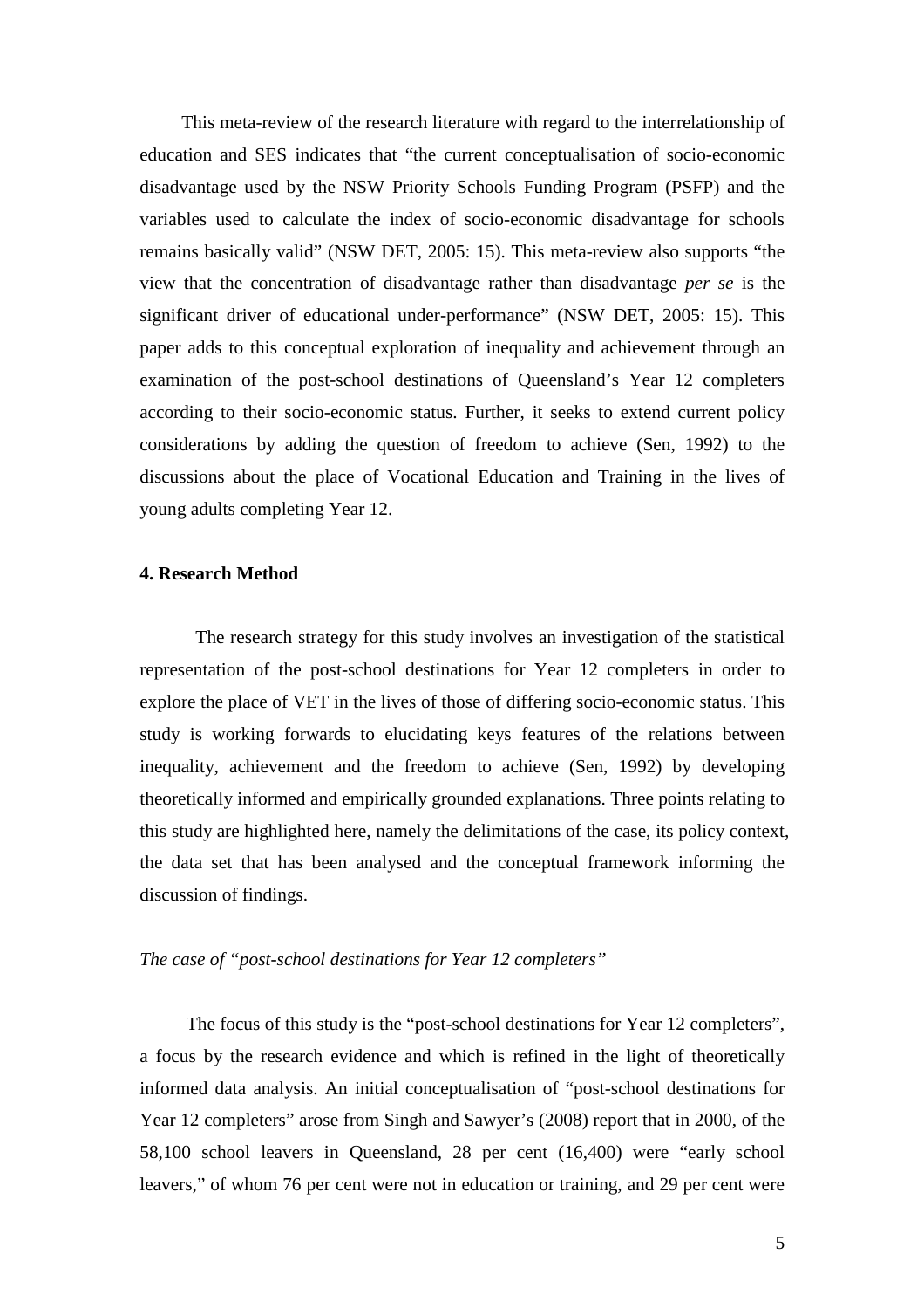This meta-review of the research literature with regard to the interrelationship of education and SES indicates that "the current conceptualisation of socio-economic disadvantage used by the NSW Priority Schools Funding Program (PSFP) and the variables used to calculate the index of socio-economic disadvantage for schools remains basically valid" (NSW DET, 2005: 15). This meta-review also supports "the view that the concentration of disadvantage rather than disadvantage *per se* is the significant driver of educational under-performance" (NSW DET, 2005: 15). This paper adds to this conceptual exploration of inequality and achievement through an examination of the post-school destinations of Queensland's Year 12 completers according to their socio-economic status. Further, it seeks to extend current policy considerations by adding the question of freedom to achieve (Sen, 1992) to the discussions about the place of Vocational Education and Training in the lives of young adults completing Year 12.

## 4. Research Method

The research strategy for this study involves an investigation of the statistical representation of the post-school destinations for Year 12 completers in order to explore the place of VET in the lives of those of differing socio-economic status. This study is working forwards to elucidating keys features of the relations between inequality, achievement and the freedom to achieve (Sen, 1992) by developing theoretically informed and empirically grounded explanations. Three points relating to this study are highlighted here, namely the delimitations of the case, its policy context, the data set that has been analysed and the conceptual framework informing the discussion of findings.

*The case of "post-school destinations for Year 12 completers"*

The focus of this study is the "post-school destinations for Year 12 completers", a focus by the research evidence and which is refined in the light of theoretically informed data analysis. An initial conceptualisation of "post-school destinations for Year 12 completers" arose from Singh and Sawyer's (2008) report that in 2000, of the 58,100 school leavers in Queensland, 28 per cent (16,400) were "early school leavers," of whom 76 per cent were not in education or training, and 29 per cent were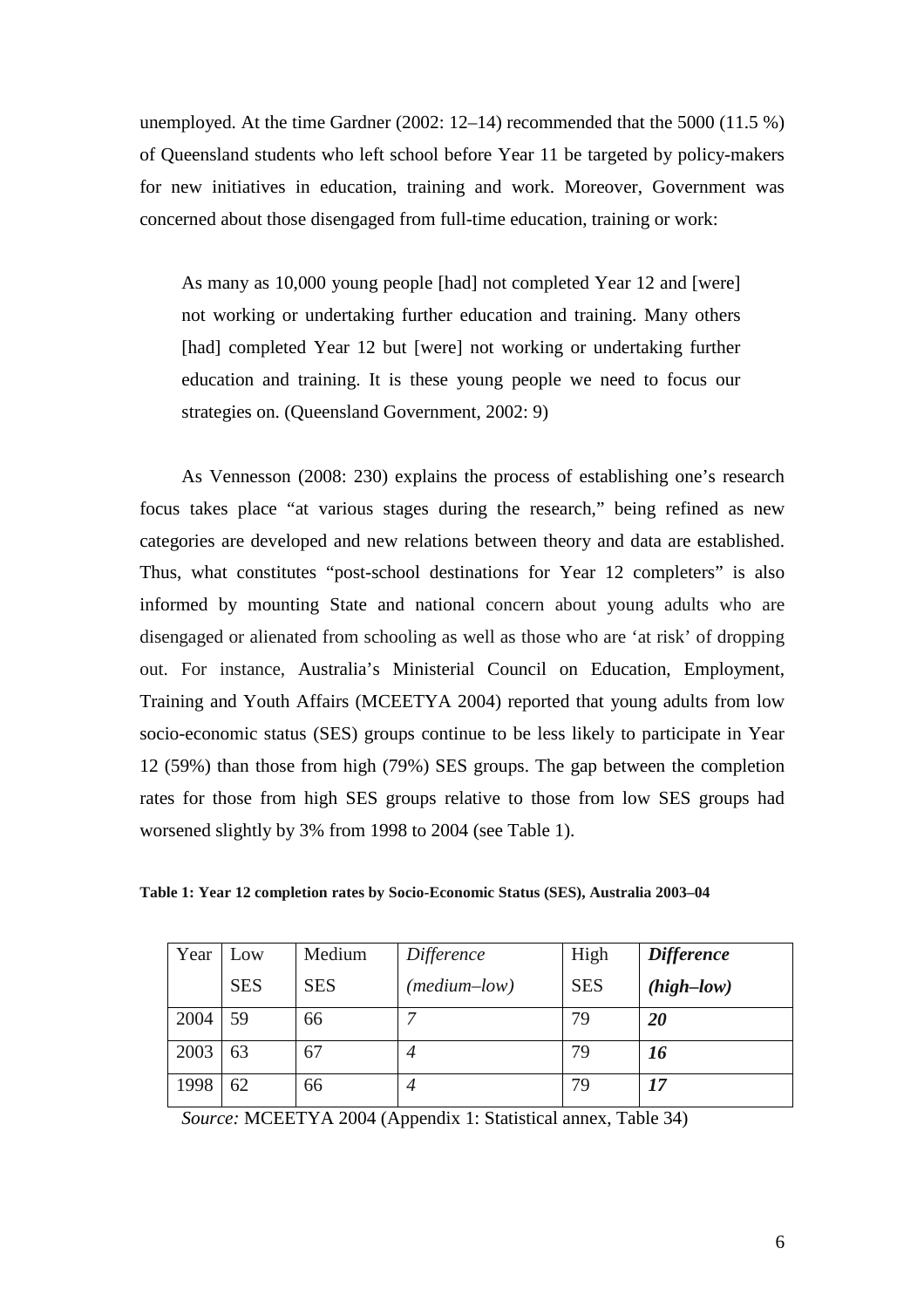unemployed. At the time Gardner (2002: 12–14) recommended that the 5000 (11.5 %) of Queensland students who left school before Year 11 be targeted by policy-makers for new initiatives in education, training and work. Moreover, Government was concerned about those disengaged from full-time education, training or work:

> As many as 10,000 young people [had] not completed Year 12 and [were] not working or undertaking further education and training. Many others [had] completed Year 12 but [were] not working or undertaking further education and training. It is these young people we need to focus our strategies on. (Queensland Government, 2002: 9)

As Vennesson (2008: 230) explains the process of establishing one's research focus takes place "at various stages during the research," being refined as new categories are developed and new relations between theory and data are established. Thus, what constitutes "post-school destinations for Year 12 completers" is also informed by mounting State and national concern about young adults who are disengaged or alienated from schooling as well as those who are 'at risk' of dropping out. For instance, Australia's Ministerial Council on Education, Employment, Training and Youth Affairs (MCEETYA 2004) reported that young adults from low socio-economic status (SES) groups continue to be less likely to participate in Year 12 (59%) than those from high (79%) SES groups. The gap between the completion rates for those from high SES groups relative to those from low SES groups had worsened slightly by 3% from 1998 to 2004 (see Table 1).

**Table 1: Year 12 completion rates by Socio-Economic Status (SES), Australia 2003–04**

| Year | Low SES | Medium SES | *Difference (medium–low)* | High SES | ***Difference (high–low)*** |
|---|---|---|---|---|---|
| 2004 | 59 | 66 | *7* | 79 | ***20*** |
| 2003 | 63 | 67 | *4* | 79 | ***16*** |
| 1998 | 62 | 66 | *4* | 79 | ***17*** |

*Source:* MCEETYA 2004 (Appendix 1: Statistical annex, Table 34)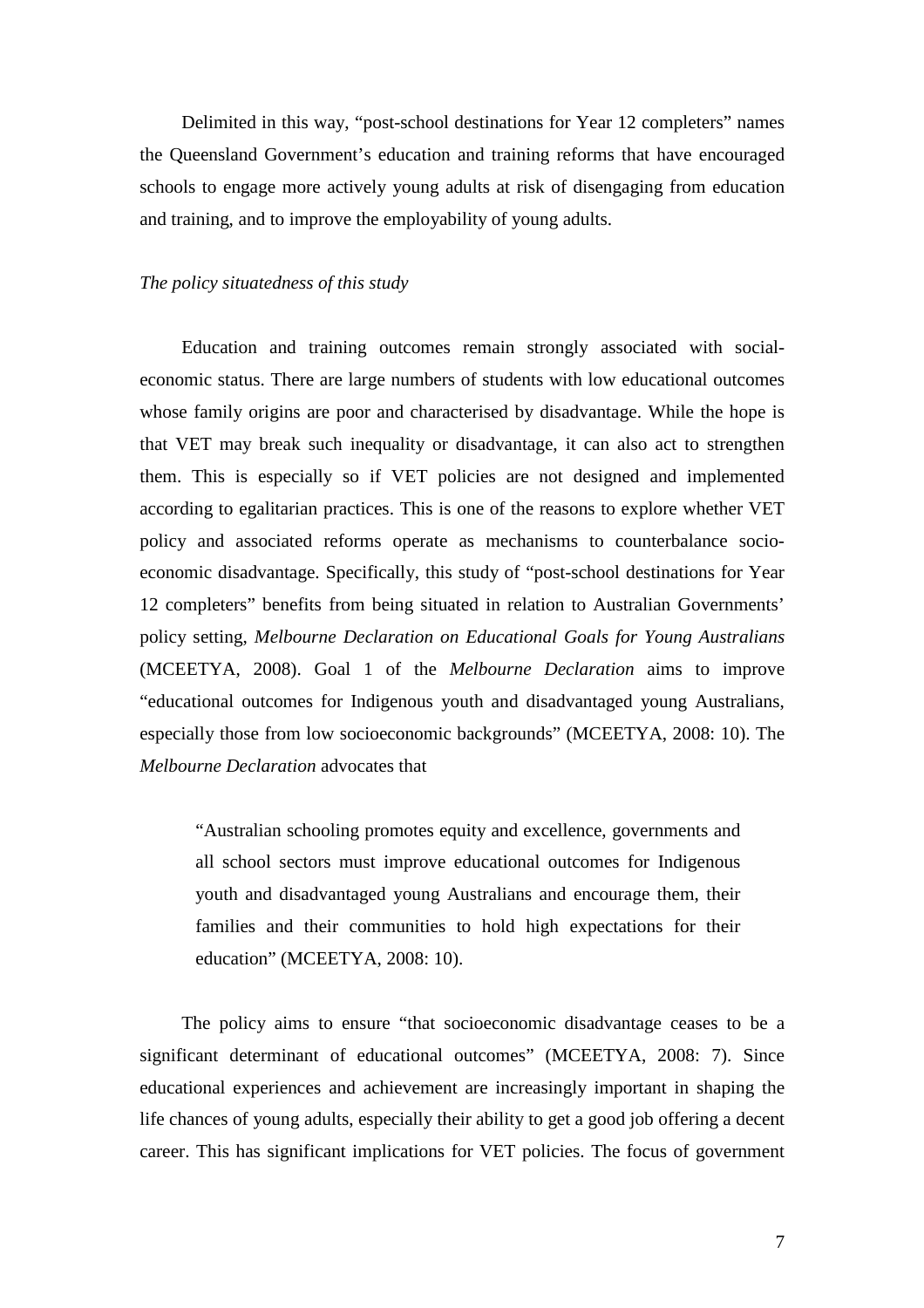Delimited in this way, “post-school destinations for Year 12 completers” names the Queensland Government’s education and training reforms that have encouraged schools to engage more actively young adults at risk of disengaging from education and training, and to improve the employability of young adults.

*The policy situatedness of this study*

Education and training outcomes remain strongly associated with social-economic status. There are large numbers of students with low educational outcomes whose family origins are poor and characterised by disadvantage. While the hope is that VET may break such inequality or disadvantage, it can also act to strengthen them. This is especially so if VET policies are not designed and implemented according to egalitarian practices. This is one of the reasons to explore whether VET policy and associated reforms operate as mechanisms to counterbalance socio-economic disadvantage. Specifically, this study of “post-school destinations for Year 12 completers” benefits from being situated in relation to Australian Governments’ policy setting, *Melbourne Declaration on Educational Goals for Young Australians* (MCEETYA, 2008). Goal 1 of the *Melbourne Declaration* aims to improve “educational outcomes for Indigenous youth and disadvantaged young Australians, especially those from low socioeconomic backgrounds” (MCEETYA, 2008: 10). The *Melbourne Declaration* advocates that

> “Australian schooling promotes equity and excellence, governments and all school sectors must improve educational outcomes for Indigenous youth and disadvantaged young Australians and encourage them, their families and their communities to hold high expectations for their education” (MCEETYA, 2008: 10).

The policy aims to ensure “that socioeconomic disadvantage ceases to be a significant determinant of educational outcomes” (MCEETYA, 2008: 7). Since educational experiences and achievement are increasingly important in shaping the life chances of young adults, especially their ability to get a good job offering a decent career. This has significant implications for VET policies. The focus of government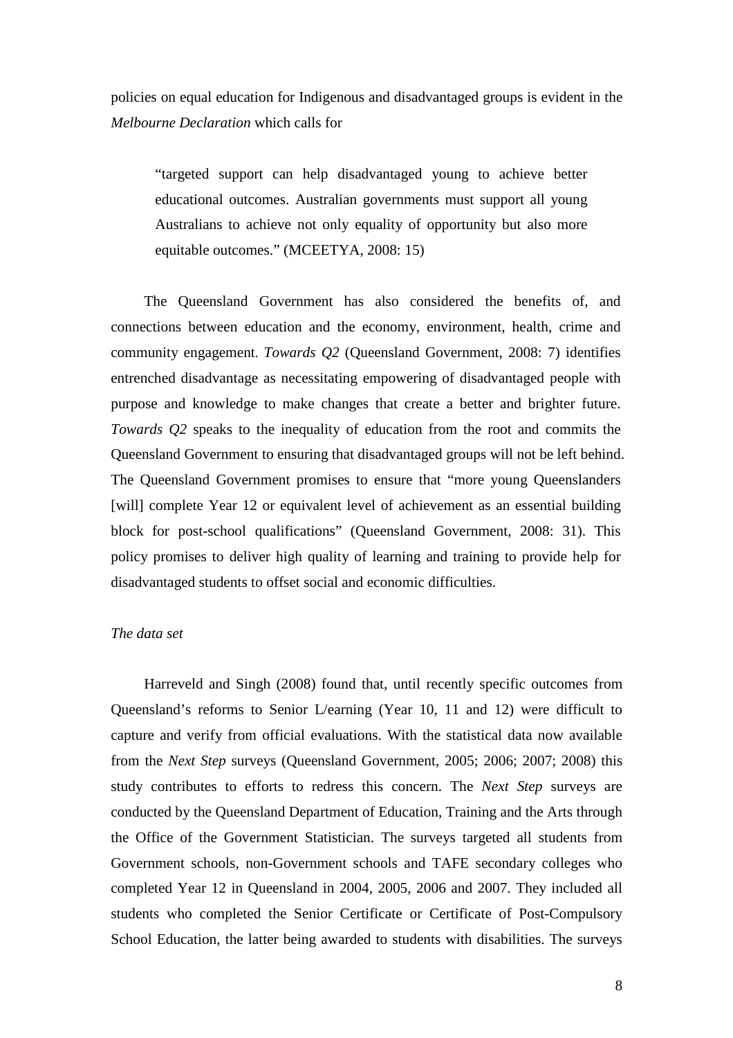policies on equal education for Indigenous and disadvantaged groups is evident in the *Melbourne Declaration* which calls for

> "targeted support can help disadvantaged young to achieve better educational outcomes. Australian governments must support all young Australians to achieve not only equality of opportunity but also more equitable outcomes." (MCEETYA, 2008: 15)

The Queensland Government has also considered the benefits of, and connections between education and the economy, environment, health, crime and community engagement. *Towards Q2* (Queensland Government, 2008: 7) identifies entrenched disadvantage as necessitating empowering of disadvantaged people with purpose and knowledge to make changes that create a better and brighter future. *Towards Q2* speaks to the inequality of education from the root and commits the Queensland Government to ensuring that disadvantaged groups will not be left behind. The Queensland Government promises to ensure that "more young Queenslanders [will] complete Year 12 or equivalent level of achievement as an essential building block for post-school qualifications" (Queensland Government, 2008: 31). This policy promises to deliver high quality of learning and training to provide help for disadvantaged students to offset social and economic difficulties.

*The data set*

Harreveld and Singh (2008) found that, until recently specific outcomes from Queensland's reforms to Senior L/earning (Year 10, 11 and 12) were difficult to capture and verify from official evaluations. With the statistical data now available from the *Next Step* surveys (Queensland Government, 2005; 2006; 2007; 2008) this study contributes to efforts to redress this concern. The *Next Step* surveys are conducted by the Queensland Department of Education, Training and the Arts through the Office of the Government Statistician. The surveys targeted all students from Government schools, non-Government schools and TAFE secondary colleges who completed Year 12 in Queensland in 2004, 2005, 2006 and 2007. They included all students who completed the Senior Certificate or Certificate of Post-Compulsory School Education, the latter being awarded to students with disabilities. The surveys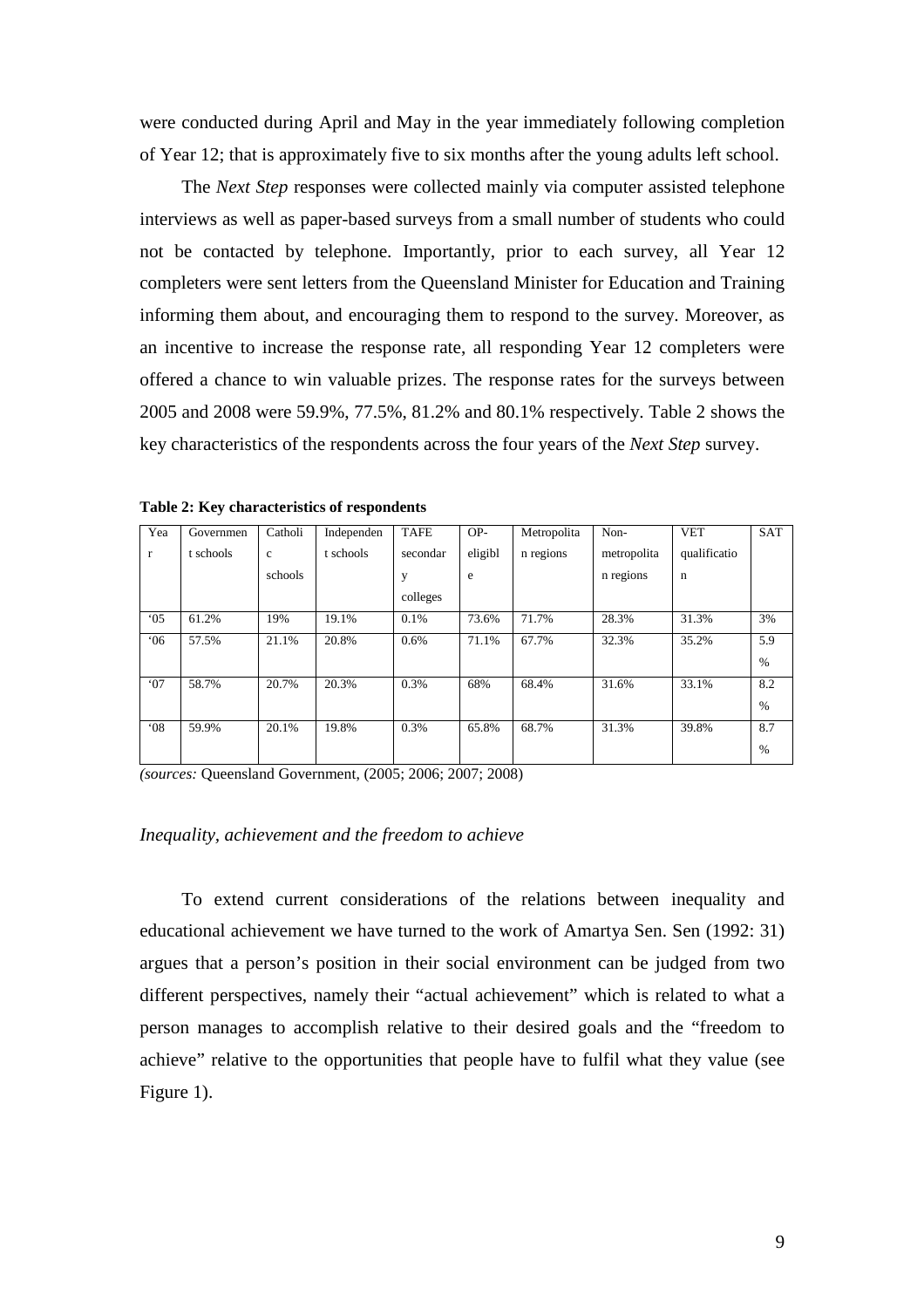were conducted during April and May in the year immediately following completion of Year 12; that is approximately five to six months after the young adults left school.

The *Next Step* responses were collected mainly via computer assisted telephone interviews as well as paper-based surveys from a small number of students who could not be contacted by telephone. Importantly, prior to each survey, all Year 12 completers were sent letters from the Queensland Minister for Education and Training informing them about, and encouraging them to respond to the survey. Moreover, as an incentive to increase the response rate, all responding Year 12 completers were offered a chance to win valuable prizes. The response rates for the surveys between 2005 and 2008 were 59.9%, 77.5%, 81.2% and 80.1% respectively. Table 2 shows the key characteristics of the respondents across the four years of the *Next Step* survey.

**Table 2: Key characteristics of respondents**

| Year | Government schools | Catholic schools | Independent schools | TAFE secondary colleges | OP-eligible | Metropolitan regions | Non-metropolitan regions | VET qualification | SAT |
|---|---|---|---|---|---|---|---|---|---|
| '05 | 61.2% | 19% | 19.1% | 0.1% | 73.6% | 71.7% | 28.3% | 31.3% | 3% |
| '06 | 57.5% | 21.1% | 20.8% | 0.6% | 71.1% | 67.7% | 32.3% | 35.2% | 5.9% |
| '07 | 58.7% | 20.7% | 20.3% | 0.3% | 68% | 68.4% | 31.6% | 33.1% | 8.2% |
| '08 | 59.9% | 20.1% | 19.8% | 0.3% | 65.8% | 68.7% | 31.3% | 39.8% | 8.7% |

*(sources:* Queensland Government, (2005; 2006; 2007; 2008)

*Inequality, achievement and the freedom to achieve*

To extend current considerations of the relations between inequality and educational achievement we have turned to the work of Amartya Sen. Sen (1992: 31) argues that a person's position in their social environment can be judged from two different perspectives, namely their "actual achievement" which is related to what a person manages to accomplish relative to their desired goals and the "freedom to achieve" relative to the opportunities that people have to fulfil what they value (see Figure 1).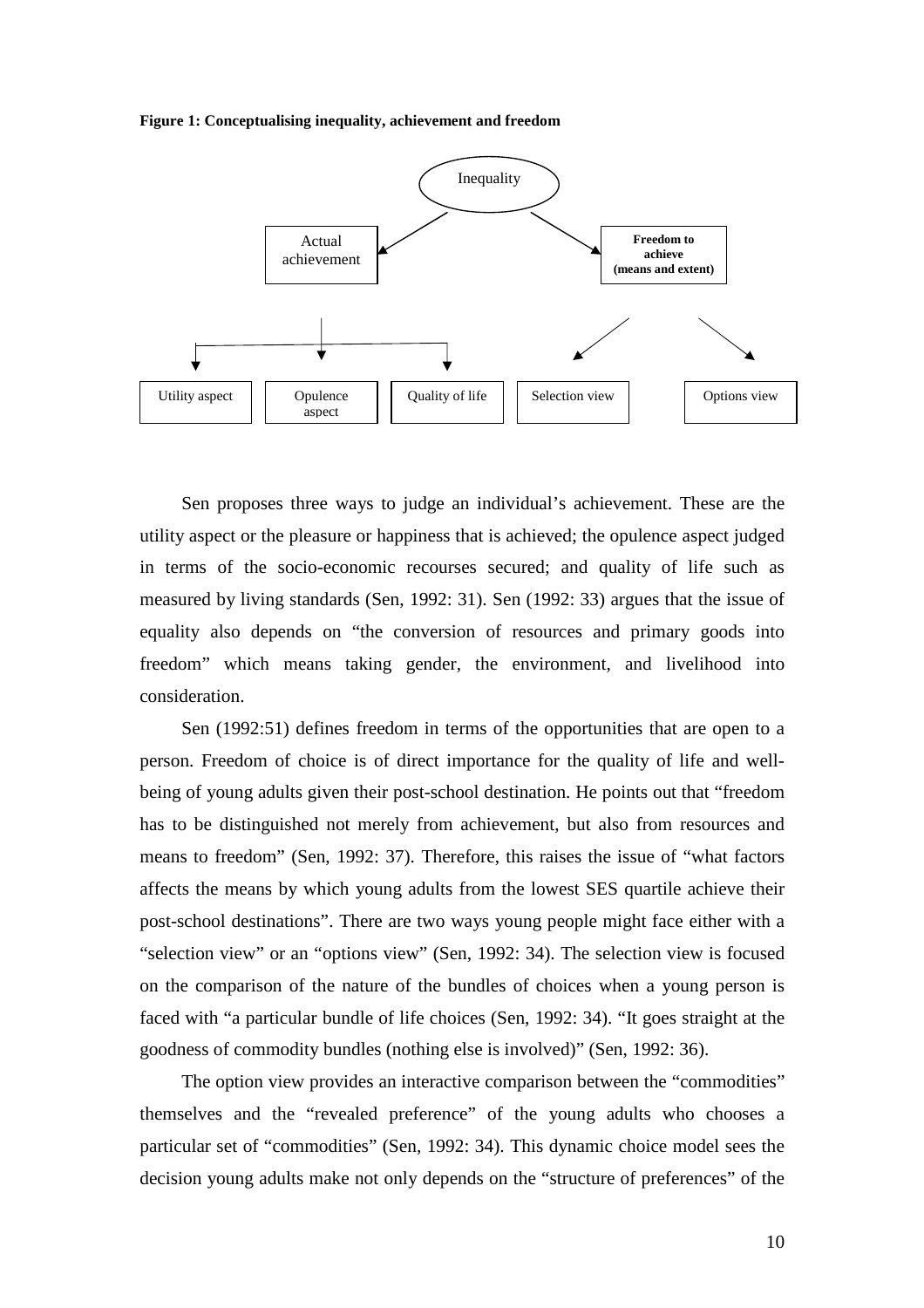**Figure 1: Conceptualising inequality, achievement and freedom**

Inequality

Actual achievement

**Freedom to achieve (means and extent)**

Utility aspect | Opulence aspect | Quality of life | Selection view | Options view

Sen proposes three ways to judge an individual's achievement. These are the utility aspect or the pleasure or happiness that is achieved; the opulence aspect judged in terms of the socio-economic recourses secured; and quality of life such as measured by living standards (Sen, 1992: 31). Sen (1992: 33) argues that the issue of equality also depends on "the conversion of resources and primary goods into freedom" which means taking gender, the environment, and livelihood into consideration.

Sen (1992:51) defines freedom in terms of the opportunities that are open to a person. Freedom of choice is of direct importance for the quality of life and well-being of young adults given their post-school destination. He points out that "freedom has to be distinguished not merely from achievement, but also from resources and means to freedom" (Sen, 1992: 37). Therefore, this raises the issue of "what factors affects the means by which young adults from the lowest SES quartile achieve their post-school destinations". There are two ways young people might face either with a "selection view" or an "options view" (Sen, 1992: 34). The selection view is focused on the comparison of the nature of the bundles of choices when a young person is faced with "a particular bundle of life choices (Sen, 1992: 34). "It goes straight at the goodness of commodity bundles (nothing else is involved)" (Sen, 1992: 36).

The option view provides an interactive comparison between the "commodities" themselves and the "revealed preference" of the young adults who chooses a particular set of "commodities" (Sen, 1992: 34). This dynamic choice model sees the decision young adults make not only depends on the "structure of preferences" of the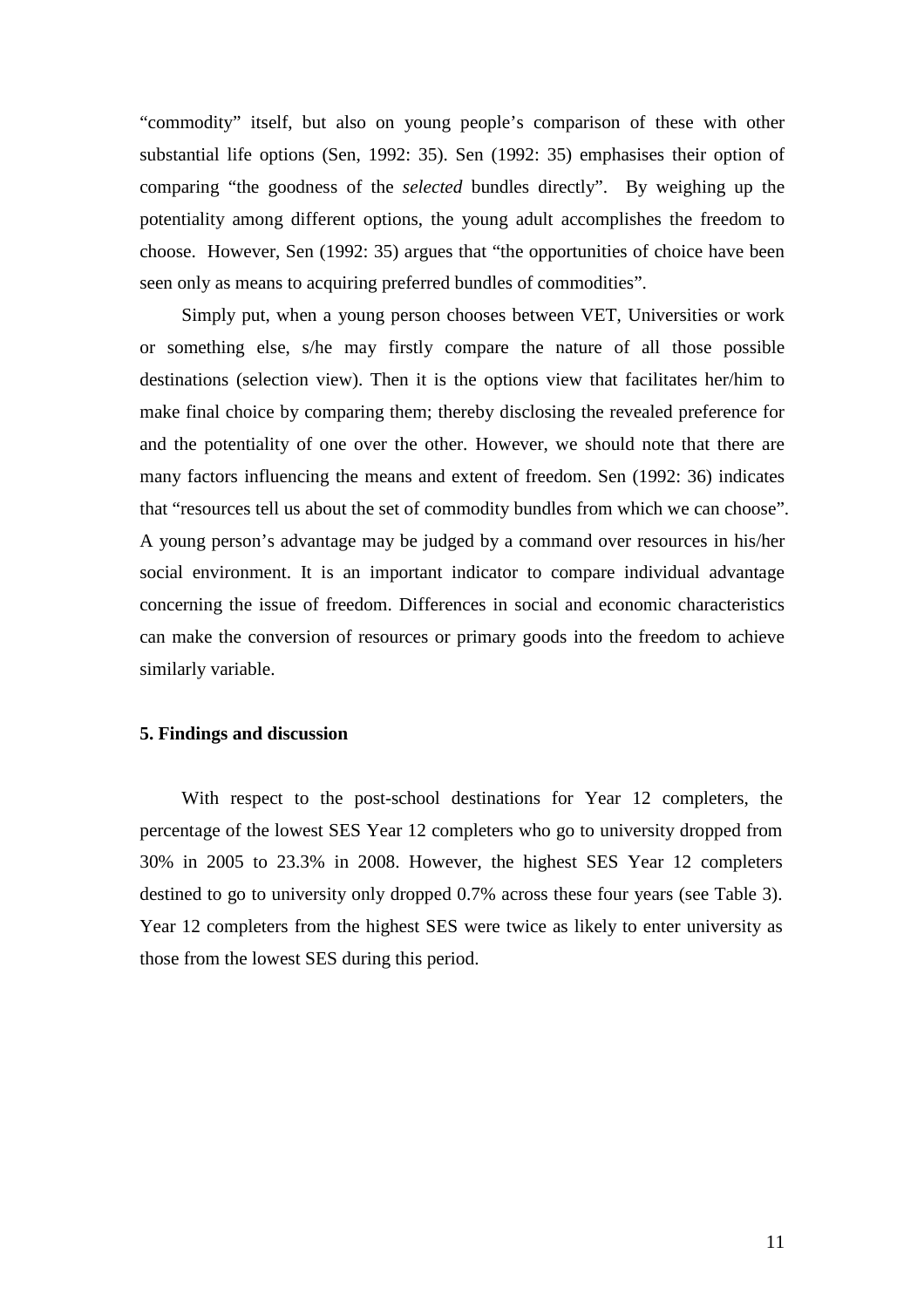"commodity" itself, but also on young people's comparison of these with other substantial life options (Sen, 1992: 35). Sen (1992: 35) emphasises their option of comparing "the goodness of the *selected* bundles directly". By weighing up the potentiality among different options, the young adult accomplishes the freedom to choose. However, Sen (1992: 35) argues that "the opportunities of choice have been seen only as means to acquiring preferred bundles of commodities".

Simply put, when a young person chooses between VET, Universities or work or something else, s/he may firstly compare the nature of all those possible destinations (selection view). Then it is the options view that facilitates her/him to make final choice by comparing them; thereby disclosing the revealed preference for and the potentiality of one over the other. However, we should note that there are many factors influencing the means and extent of freedom. Sen (1992: 36) indicates that "resources tell us about the set of commodity bundles from which we can choose". A young person's advantage may be judged by a command over resources in his/her social environment. It is an important indicator to compare individual advantage concerning the issue of freedom. Differences in social and economic characteristics can make the conversion of resources or primary goods into the freedom to achieve similarly variable.

## 5. Findings and discussion

With respect to the post-school destinations for Year 12 completers, the percentage of the lowest SES Year 12 completers who go to university dropped from 30% in 2005 to 23.3% in 2008. However, the highest SES Year 12 completers destined to go to university only dropped 0.7% across these four years (see Table 3). Year 12 completers from the highest SES were twice as likely to enter university as those from the lowest SES during this period.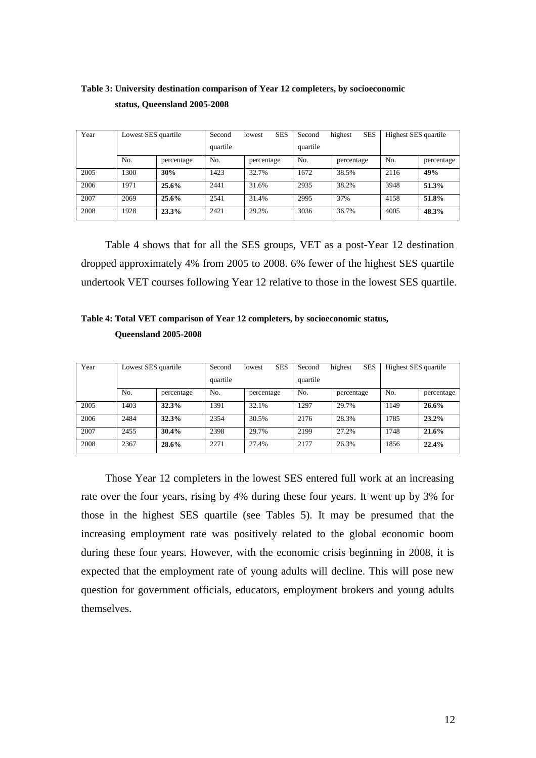**Table 3: University destination comparison of Year 12 completers, by socioeconomic status, Queensland 2005-2008**

| Year | Lowest SES quartile | | Second lowest SES quartile | | Second highest SES quartile | | Highest SES quartile | |
|---|---|---|---|---|---|---|---|---|
| | No. | percentage | No. | percentage | No. | percentage | No. | percentage |
| 2005 | 1300 | **30%** | 1423 | 32.7% | 1672 | 38.5% | 2116 | **49%** |
| 2006 | 1971 | **25.6%** | 2441 | 31.6% | 2935 | 38.2% | 3948 | **51.3%** |
| 2007 | 2069 | **25.6%** | 2541 | 31.4% | 2995 | 37% | 4158 | **51.8%** |
| 2008 | 1928 | **23.3%** | 2421 | 29.2% | 3036 | 36.7% | 4005 | **48.3%** |

Table 4 shows that for all the SES groups, VET as a post-Year 12 destination dropped approximately 4% from 2005 to 2008. 6% fewer of the highest SES quartile undertook VET courses following Year 12 relative to those in the lowest SES quartile.

**Table 4: Total VET comparison of Year 12 completers, by socioeconomic status, Queensland 2005-2008**

| Year | Lowest SES quartile | | Second lowest SES quartile | | Second highest SES quartile | | Highest SES quartile | |
|---|---|---|---|---|---|---|---|---|
| | No. | percentage | No. | percentage | No. | percentage | No. | percentage |
| 2005 | 1403 | **32.3%** | 1391 | 32.1% | 1297 | 29.7% | 1149 | **26.6%** |
| 2006 | 2484 | **32.3%** | 2354 | 30.5% | 2176 | 28.3% | 1785 | **23.2%** |
| 2007 | 2455 | **30.4%** | 2398 | 29.7% | 2199 | 27.2% | 1748 | **21.6%** |
| 2008 | 2367 | **28.6%** | 2271 | 27.4% | 2177 | 26.3% | 1856 | **22.4%** |

Those Year 12 completers in the lowest SES entered full work at an increasing rate over the four years, rising by 4% during these four years. It went up by 3% for those in the highest SES quartile (see Tables 5). It may be presumed that the increasing employment rate was positively related to the global economic boom during these four years. However, with the economic crisis beginning in 2008, it is expected that the employment rate of young adults will decline. This will pose new question for government officials, educators, employment brokers and young adults themselves.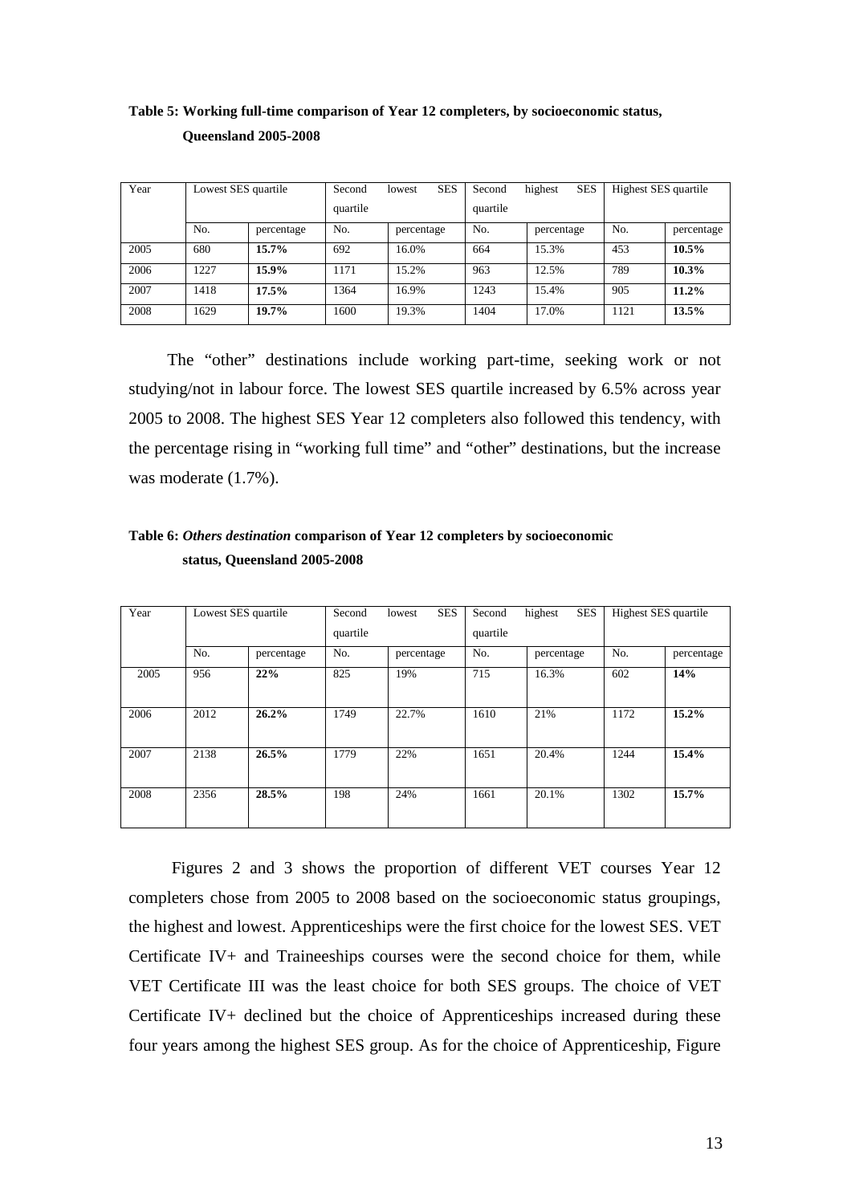**Table 5: Working full-time comparison of Year 12 completers, by socioeconomic status, Queensland 2005-2008**

| Year | Lowest SES quartile | | Second lowest SES quartile | | Second highest SES quartile | | Highest SES quartile | |
|---|---|---|---|---|---|---|---|---|
| | No. | percentage | No. | percentage | No. | percentage | No. | percentage |
| 2005 | 680 | **15.7%** | 692 | 16.0% | 664 | 15.3% | 453 | **10.5%** |
| 2006 | 1227 | **15.9%** | 1171 | 15.2% | 963 | 12.5% | 789 | **10.3%** |
| 2007 | 1418 | **17.5%** | 1364 | 16.9% | 1243 | 15.4% | 905 | **11.2%** |
| 2008 | 1629 | **19.7%** | 1600 | 19.3% | 1404 | 17.0% | 1121 | **13.5%** |

The "other" destinations include working part-time, seeking work or not studying/not in labour force. The lowest SES quartile increased by 6.5% across year 2005 to 2008. The highest SES Year 12 completers also followed this tendency, with the percentage rising in "working full time" and "other" destinations, but the increase was moderate (1.7%).

**Table 6: *Others destination* comparison of Year 12 completers by socioeconomic status, Queensland 2005-2008**

| Year | Lowest SES quartile | | Second lowest SES quartile | | Second highest SES quartile | | Highest SES quartile | |
|---|---|---|---|---|---|---|---|---|
| | No. | percentage | No. | percentage | No. | percentage | No. | percentage |
| 2005 | 956 | **22%** | 825 | 19% | 715 | 16.3% | 602 | **14%** |
| 2006 | 2012 | **26.2%** | 1749 | 22.7% | 1610 | 21% | 1172 | **15.2%** |
| 2007 | 2138 | **26.5%** | 1779 | 22% | 1651 | 20.4% | 1244 | **15.4%** |
| 2008 | 2356 | **28.5%** | 198 | 24% | 1661 | 20.1% | 1302 | **15.7%** |

Figures 2 and 3 shows the proportion of different VET courses Year 12 completers chose from 2005 to 2008 based on the socioeconomic status groupings, the highest and lowest. Apprenticeships were the first choice for the lowest SES. VET Certificate IV+ and Traineeships courses were the second choice for them, while VET Certificate III was the least choice for both SES groups. The choice of VET Certificate IV+ declined but the choice of Apprenticeships increased during these four years among the highest SES group. As for the choice of Apprenticeship, Figure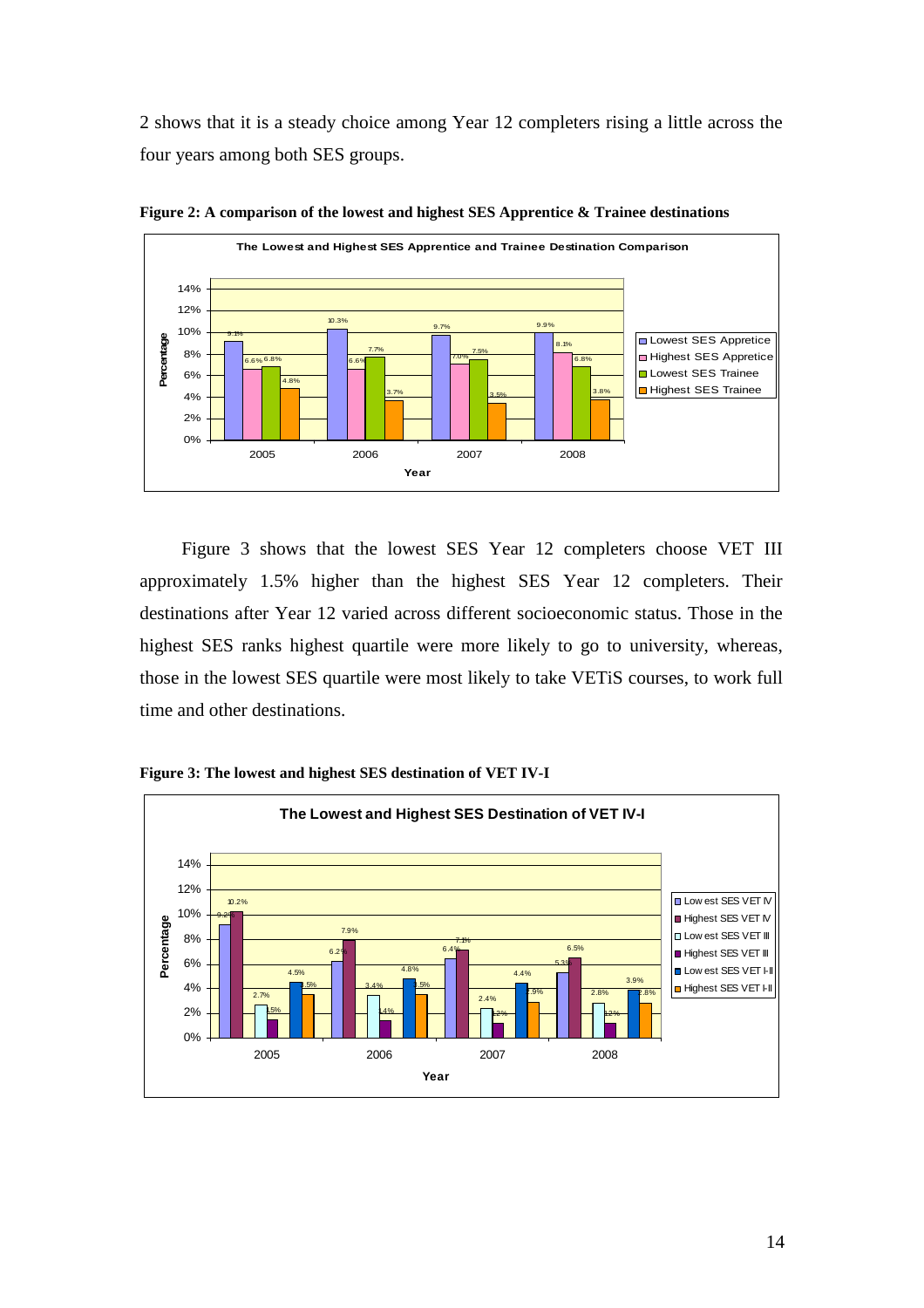2 shows that it is a steady choice among Year 12 completers rising a little across the four years among both SES groups.

**Figure 2: A comparison of the lowest and highest SES Apprentice & Trainee destinations**

Figure 3 shows that the lowest SES Year 12 completers choose VET III approximately 1.5% higher than the highest SES Year 12 completers. Their destinations after Year 12 varied across different socioeconomic status. Those in the highest SES ranks highest quartile were more likely to go to university, whereas, those in the lowest SES quartile were most likely to take VETiS courses, to work full time and other destinations.

**Figure 3: The lowest and highest SES destination of VET IV-I**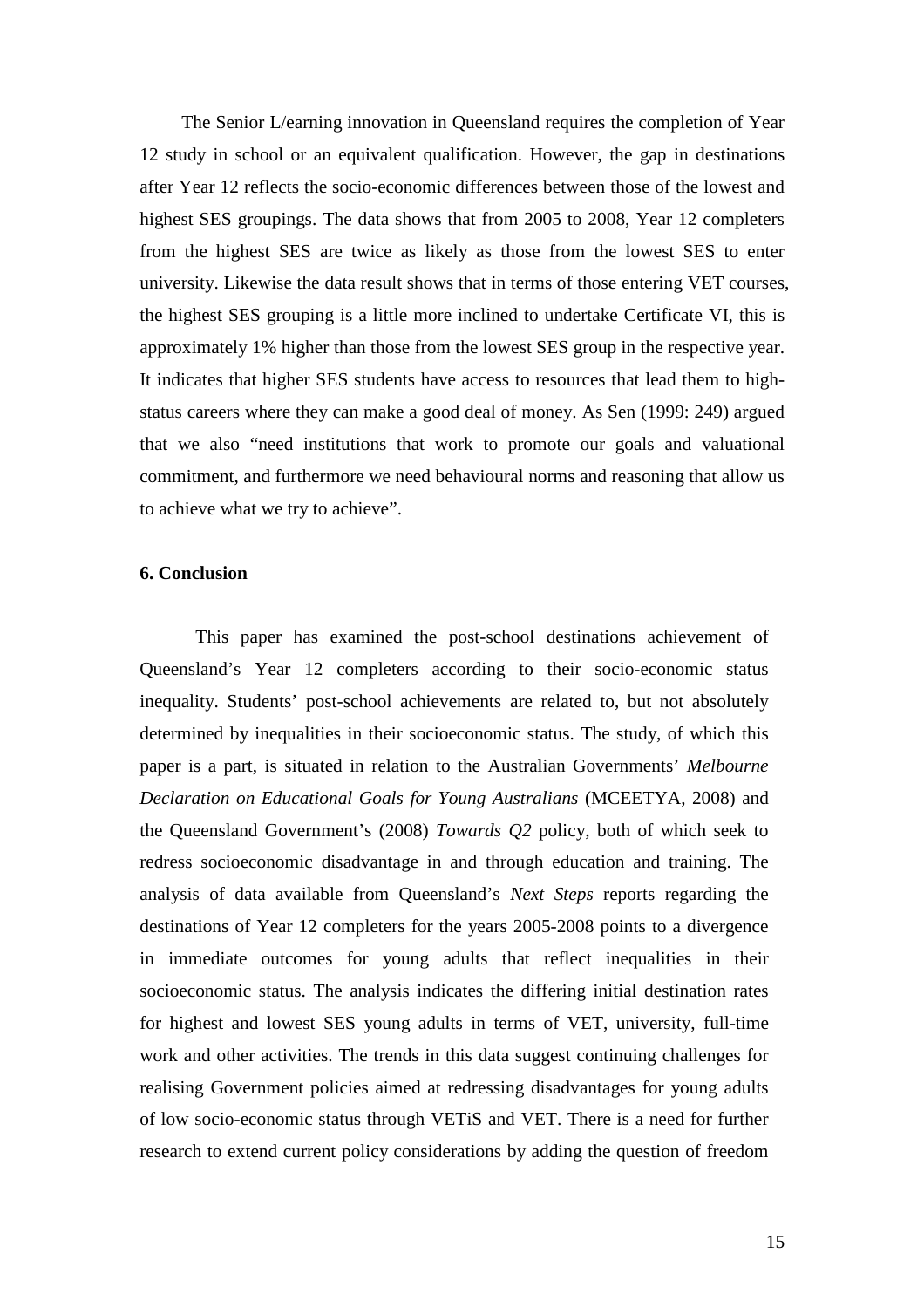The Senior L/earning innovation in Queensland requires the completion of Year 12 study in school or an equivalent qualification. However, the gap in destinations after Year 12 reflects the socio-economic differences between those of the lowest and highest SES groupings. The data shows that from 2005 to 2008, Year 12 completers from the highest SES are twice as likely as those from the lowest SES to enter university. Likewise the data result shows that in terms of those entering VET courses, the highest SES grouping is a little more inclined to undertake Certificate VI, this is approximately 1% higher than those from the lowest SES group in the respective year. It indicates that higher SES students have access to resources that lead them to high-status careers where they can make a good deal of money. As Sen (1999: 249) argued that we also "need institutions that work to promote our goals and valuational commitment, and furthermore we need behavioural norms and reasoning that allow us to achieve what we try to achieve".

## 6. Conclusion

This paper has examined the post-school destinations achievement of Queensland's Year 12 completers according to their socio-economic status inequality. Students' post-school achievements are related to, but not absolutely determined by inequalities in their socioeconomic status. The study, of which this paper is a part, is situated in relation to the Australian Governments' *Melbourne Declaration on Educational Goals for Young Australians* (MCEETYA, 2008) and the Queensland Government's (2008) *Towards Q2* policy, both of which seek to redress socioeconomic disadvantage in and through education and training. The analysis of data available from Queensland's *Next Steps* reports regarding the destinations of Year 12 completers for the years 2005-2008 points to a divergence in immediate outcomes for young adults that reflect inequalities in their socioeconomic status. The analysis indicates the differing initial destination rates for highest and lowest SES young adults in terms of VET, university, full-time work and other activities. The trends in this data suggest continuing challenges for realising Government policies aimed at redressing disadvantages for young adults of low socio-economic status through VETiS and VET. There is a need for further research to extend current policy considerations by adding the question of freedom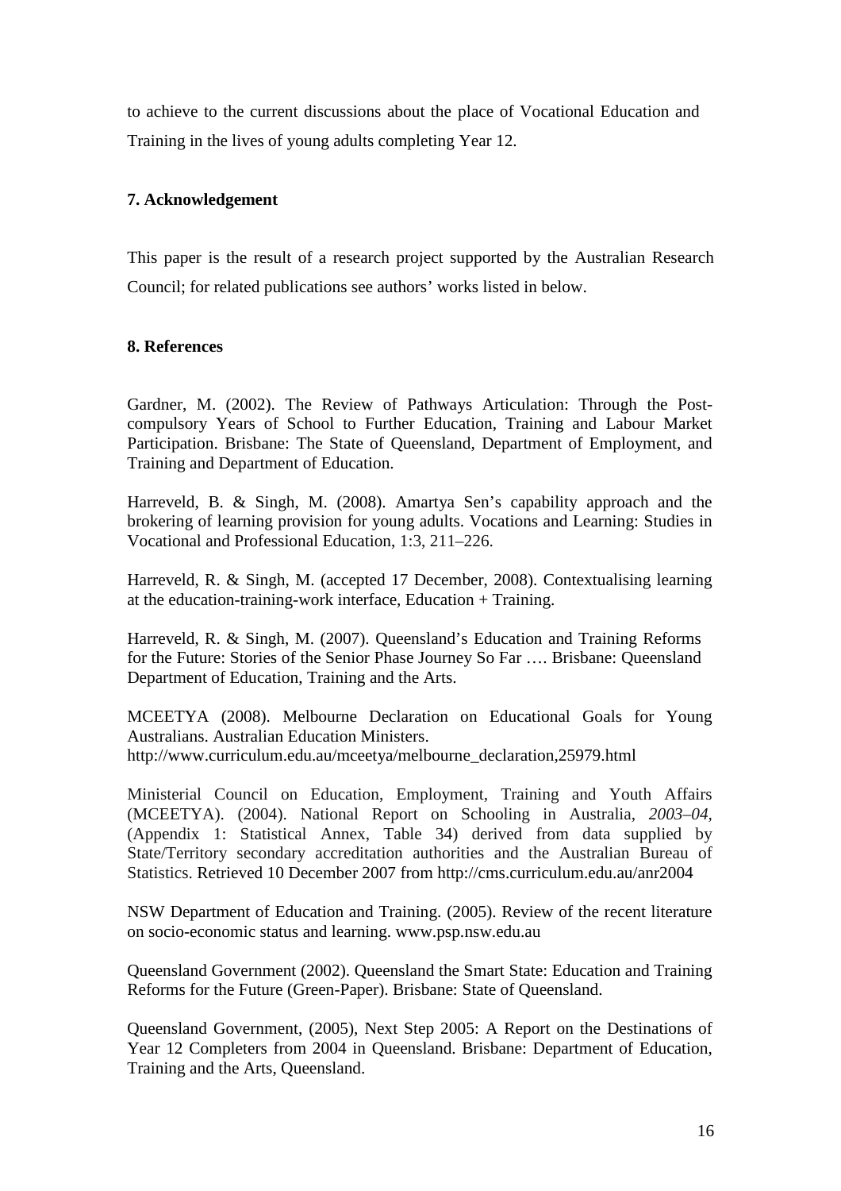to achieve to the current discussions about the place of Vocational Education and Training in the lives of young adults completing Year 12.

## 7. Acknowledgement

This paper is the result of a research project supported by the Australian Research Council; for related publications see authors' works listed in below.

## 8. References

Gardner, M. (2002). The Review of Pathways Articulation: Through the Post-compulsory Years of School to Further Education, Training and Labour Market Participation. Brisbane: The State of Queensland, Department of Employment, and Training and Department of Education.

Harreveld, B. & Singh, M. (2008). Amartya Sen's capability approach and the brokering of learning provision for young adults. Vocations and Learning: Studies in Vocational and Professional Education, 1:3, 211–226.

Harreveld, R. & Singh, M. (accepted 17 December, 2008). Contextualising learning at the education-training-work interface, Education + Training.

Harreveld, R. & Singh, M. (2007). Queensland's Education and Training Reforms for the Future: Stories of the Senior Phase Journey So Far …. Brisbane: Queensland Department of Education, Training and the Arts.

MCEETYA (2008). Melbourne Declaration on Educational Goals for Young Australians. Australian Education Ministers. http://www.curriculum.edu.au/mceetya/melbourne_declaration,25979.html

Ministerial Council on Education, Employment, Training and Youth Affairs (MCEETYA). (2004). National Report on Schooling in Australia, *2003–04*, (Appendix 1: Statistical Annex, Table 34) derived from data supplied by State/Territory secondary accreditation authorities and the Australian Bureau of Statistics. Retrieved 10 December 2007 from http://cms.curriculum.edu.au/anr2004

NSW Department of Education and Training. (2005). Review of the recent literature on socio-economic status and learning. www.psp.nsw.edu.au

Queensland Government (2002). Queensland the Smart State: Education and Training Reforms for the Future (Green-Paper). Brisbane: State of Queensland.

Queensland Government, (2005), Next Step 2005: A Report on the Destinations of Year 12 Completers from 2004 in Queensland. Brisbane: Department of Education, Training and the Arts, Queensland.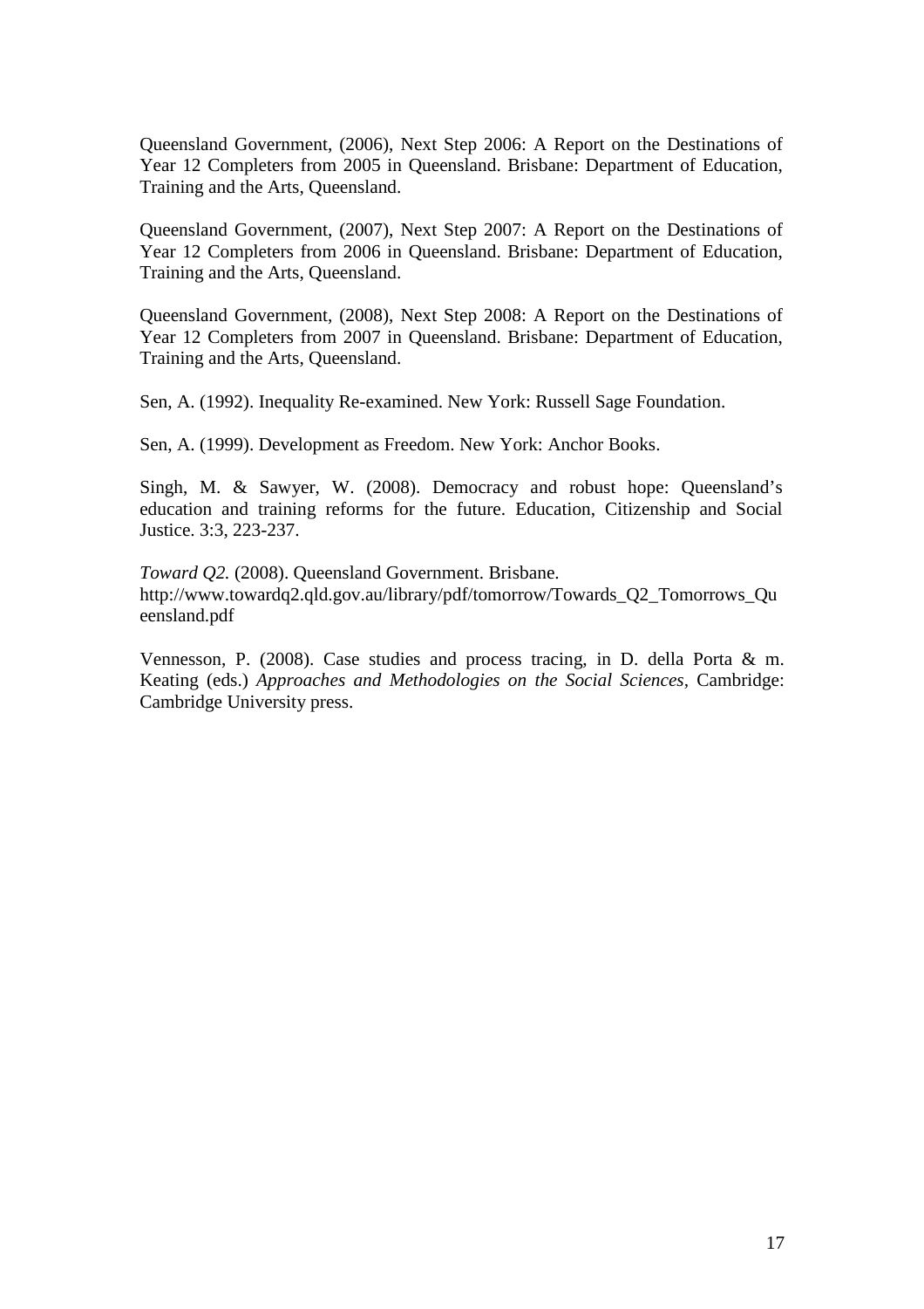Queensland Government, (2006), Next Step 2006: A Report on the Destinations of Year 12 Completers from 2005 in Queensland. Brisbane: Department of Education, Training and the Arts, Queensland.

Queensland Government, (2007), Next Step 2007: A Report on the Destinations of Year 12 Completers from 2006 in Queensland. Brisbane: Department of Education, Training and the Arts, Queensland.

Queensland Government, (2008), Next Step 2008: A Report on the Destinations of Year 12 Completers from 2007 in Queensland. Brisbane: Department of Education, Training and the Arts, Queensland.

Sen, A. (1992). Inequality Re-examined. New York: Russell Sage Foundation.

Sen, A. (1999). Development as Freedom. New York: Anchor Books.

Singh, M. & Sawyer, W. (2008). Democracy and robust hope: Queensland's education and training reforms for the future. Education, Citizenship and Social Justice. 3:3, 223-237.

*Toward Q2.* (2008). Queensland Government. Brisbane. http://www.towardq2.qld.gov.au/library/pdf/tomorrow/Towards_Q2_Tomorrows_Queensland.pdf

Vennesson, P. (2008). Case studies and process tracing, in D. della Porta & m. Keating (eds.) *Approaches and Methodologies on the Social Sciences*, Cambridge: Cambridge University press.